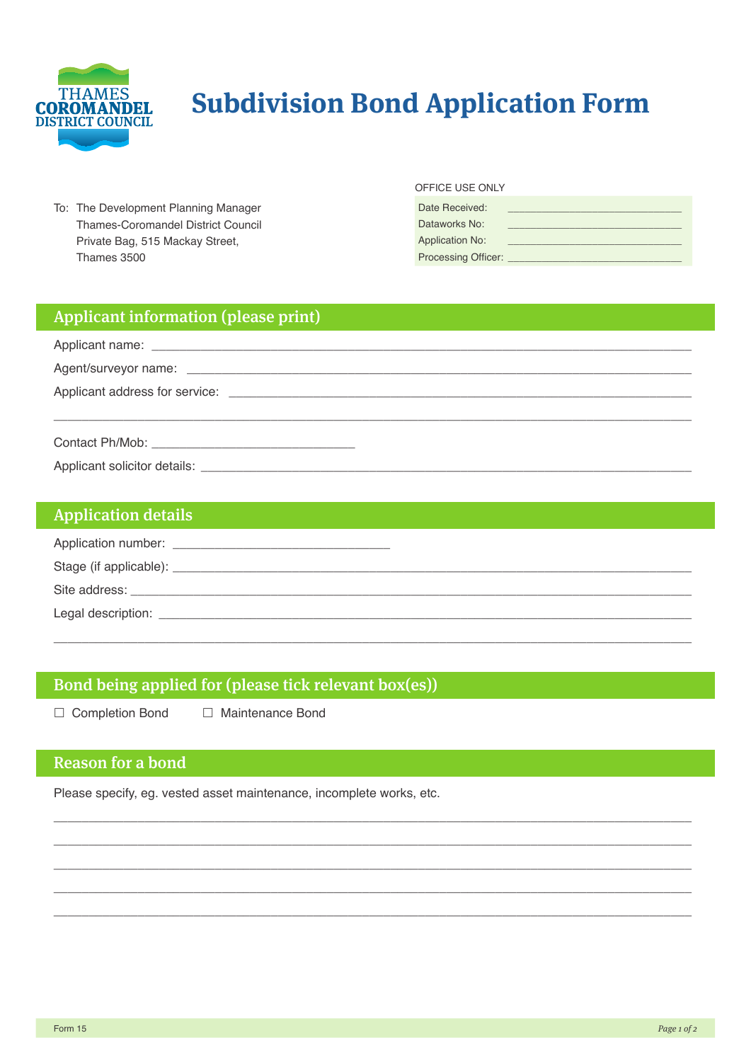THAMES COROMANDEL DISTRICT COUNCIL

# Subdivision Bond Application Form

To: The Development Planning Manager
Thames-Coromandel District Council
Private Bag, 515 Mackay Street,
Thames 3500

OFFICE USE ONLY

| | |
|---|---|
| Date Received: | ______________________________ |
| Dataworks No: | ______________________________ |
| Application No: | ______________________________ |
| Processing Officer: | ______________________________ |

## Applicant information (please print)

Applicant name: ______________________________________________________________________

Agent/surveyor name: __________________________________________________________________

Applicant address for service: ___________________________________________________________

________________________________________________________________________________

Contact Ph/Mob: ____________________________

Applicant solicitor details: ______________________________________________________________

## Application details

Application number: ______________________________

Stage (if applicable): ________________________________________________________________

Site address: ______________________________________________________________________

Legal description: ___________________________________________________________________

________________________________________________________________________________

## Bond being applied for (please tick relevant box(es))

☐ Completion Bond ☐ Maintenance Bond

## Reason for a bond

Please specify, eg. vested asset maintenance, incomplete works, etc.

________________________________________________________________________________

________________________________________________________________________________

________________________________________________________________________________

________________________________________________________________________________

________________________________________________________________________________

Form 15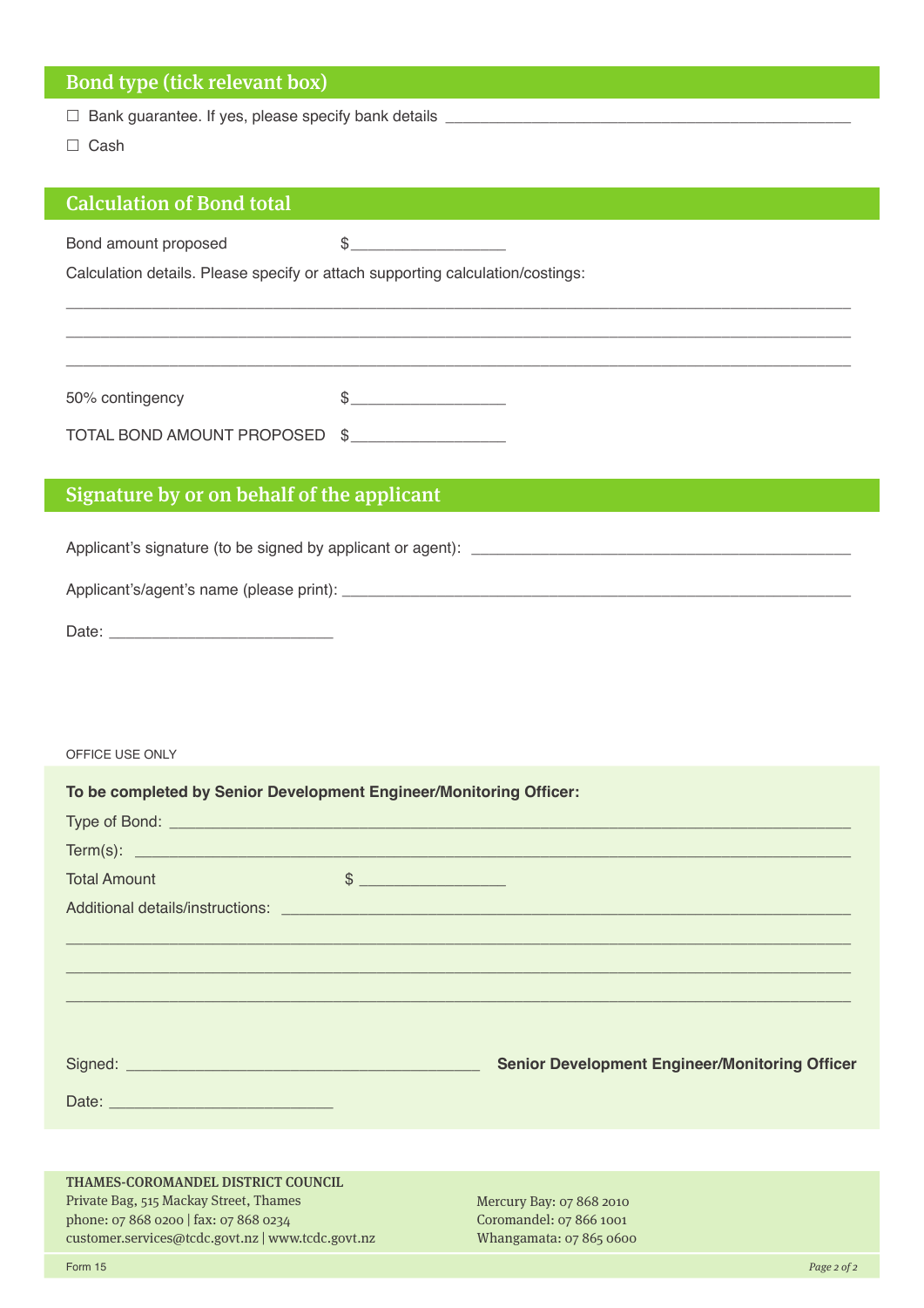## Bond type (tick relevant box)

☐ Bank guarantee. If yes, please specify bank details ________________________________________________

☐ Cash

## Calculation of Bond total

Bond amount proposed $__________________

Calculation details. Please specify or attach supporting calculation/costings:

__________________________________________________________________________________________

__________________________________________________________________________________________

__________________________________________________________________________________________

50% contingency $__________________

TOTAL BOND AMOUNT PROPOSED $__________________

## Signature by or on behalf of the applicant

Applicant's signature (to be signed by applicant or agent): ______________________________________________

Applicant's/agent's name (please print): ______________________________________________________________

Date: __________________________

OFFICE USE ONLY

**To be completed by Senior Development Engineer/Monitoring Officer:**

Type of Bond: ________________________________________________________________________________

Term(s): ____________________________________________________________________________________

Total Amount $ _________________

Additional details/instructions: ________________________________________________________________

__________________________________________________________________________________________

__________________________________________________________________________________________

__________________________________________________________________________________________

Signed: __________________________________________ **Senior Development Engineer/Monitoring Officer**

Date: __________________________

**THAMES-COROMANDEL DISTRICT COUNCIL**
Private Bag, 515 Mackay Street, Thames
phone: 07 868 0200 | fax: 07 868 0234
customer.services@tcdc.govt.nz | www.tcdc.govt.nz

Mercury Bay: 07 868 2010
Coromandel: 07 866 1001
Whangamata: 07 865 0600

Form 15